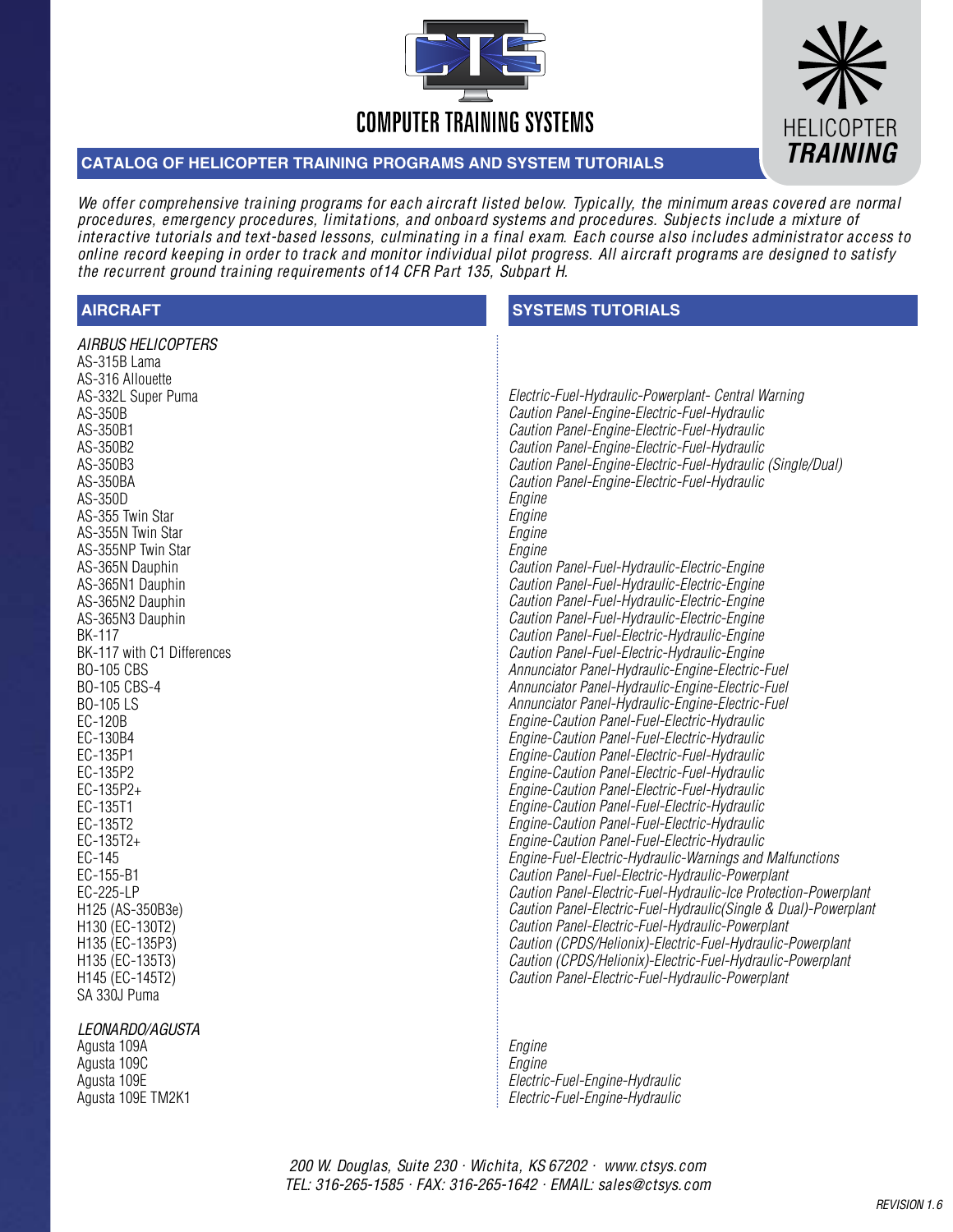# COMPUTER TRAINING SYSTEMS

**HELICOPTER *TRAINING***

## CATALOG OF HELICOPTER TRAINING PROGRAMS AND SYSTEM TUTORIALS

*We offer comprehensive training programs for each aircraft listed below. Typically, the minimum areas covered are normal procedures, emergency procedures, limitations, and onboard systems and procedures. Subjects include a mixture of interactive tutorials and text-based lessons, culminating in a final exam. Each course also includes administrator access to online record keeping in order to track and monitor individual pilot progress. All aircraft programs are designed to satisfy the recurrent ground training requirements of14 CFR Part 135, Subpart H.*

| AIRCRAFT | SYSTEMS TUTORIALS |
|---|---|
| *AIRBUS HELICOPTERS* | |
| AS-315B Lama | |
| AS-316 Allouette | |
| AS-332L Super Puma | *Electric-Fuel-Hydraulic-Powerplant- Central Warning* |
| AS-350B | *Caution Panel-Engine-Electric-Fuel-Hydraulic* |
| AS-350B1 | *Caution Panel-Engine-Electric-Fuel-Hydraulic* |
| AS-350B2 | *Caution Panel-Engine-Electric-Fuel-Hydraulic* |
| AS-350B3 | *Caution Panel-Engine-Electric-Fuel-Hydraulic (Single/Dual)* |
| AS-350BA | *Caution Panel-Engine-Electric-Fuel-Hydraulic* |
| AS-350D | *Engine* |
| AS-355 Twin Star | *Engine* |
| AS-355N Twin Star | *Engine* |
| AS-355NP Twin Star | *Engine* |
| AS-365N Dauphin | *Caution Panel-Fuel-Hydraulic-Electric-Engine* |
| AS-365N1 Dauphin | *Caution Panel-Fuel-Hydraulic-Electric-Engine* |
| AS-365N2 Dauphin | *Caution Panel-Fuel-Hydraulic-Electric-Engine* |
| AS-365N3 Dauphin | *Caution Panel-Fuel-Hydraulic-Electric-Engine* |
| BK-117 | *Caution Panel-Fuel-Electric-Hydraulic-Engine* |
| BK-117 with C1 Differences | *Caution Panel-Fuel-Electric-Hydraulic-Engine* |
| BO-105 CBS | *Annunciator Panel-Hydraulic-Engine-Electric-Fuel* |
| BO-105 CBS-4 | *Annunciator Panel-Hydraulic-Engine-Electric-Fuel* |
| BO-105 LS | *Annunciator Panel-Hydraulic-Engine-Electric-Fuel* |
| EC-120B | *Engine-Caution Panel-Fuel-Electric-Hydraulic* |
| EC-130B4 | *Engine-Caution Panel-Fuel-Electric-Hydraulic* |
| EC-135P1 | *Engine-Caution Panel-Electric-Fuel-Hydraulic* |
| EC-135P2 | *Engine-Caution Panel-Electric-Fuel-Hydraulic* |
| EC-135P2+ | *Engine-Caution Panel-Electric-Fuel-Hydraulic* |
| EC-135T1 | *Engine-Caution Panel-Fuel-Electric-Hydraulic* |
| EC-135T2 | *Engine-Caution Panel-Fuel-Electric-Hydraulic* |
| EC-135T2+ | *Engine-Caution Panel-Fuel-Electric-Hydraulic* |
| EC-145 | *Engine-Fuel-Electric-Hydraulic-Warnings and Malfunctions* |
| EC-155-B1 | *Caution Panel-Fuel-Electric-Hydraulic-Powerplant* |
| EC-225-LP | *Caution Panel-Electric-Fuel-Hydraulic-Ice Protection-Powerplant* |
| H125 (AS-350B3e) | *Caution Panel-Electric-Fuel-Hydraulic(Single & Dual)-Powerplant* |
| H130 (EC-130T2) | *Caution Panel-Electric-Fuel-Hydraulic-Powerplant* |
| H135 (EC-135P3) | *Caution (CPDS/Helionix)-Electric-Fuel-Hydraulic-Powerplant* |
| H135 (EC-135T3) | *Caution (CPDS/Helionix)-Electric-Fuel-Hydraulic-Powerplant* |
| H145 (EC-145T2) | *Caution Panel-Electric-Fuel-Hydraulic-Powerplant* |
| SA 330J Puma | |
| *LEONARDO/AGUSTA* | |
| Agusta 109A | *Engine* |
| Agusta 109C | *Engine* |
| Agusta 109E | *Electric-Fuel-Engine-Hydraulic* |
| Agusta 109E TM2K1 | *Electric-Fuel-Engine-Hydraulic* |

*200 W. Douglas, Suite 230 · Wichita, KS 67202 · www.ctsys.com*
*TEL: 316-265-1585 · FAX: 316-265-1642 · EMAIL: sales@ctsys.com*

*REVISION 1.6*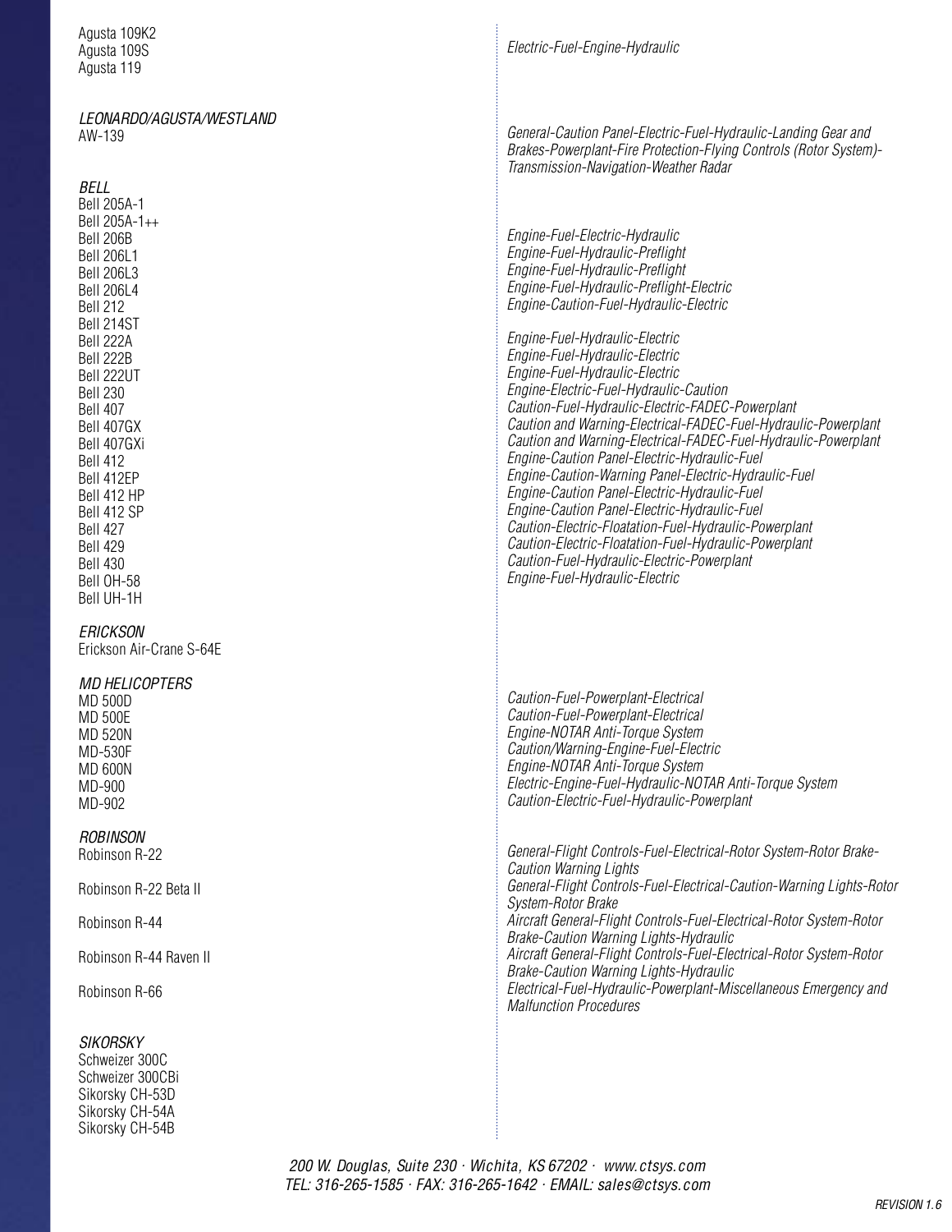| Aircraft | Systems |
|---|---|
| Agusta 109K2 | |
| Agusta 109S | *Electric-Fuel-Engine-Hydraulic* |
| Agusta 119 | |
| ***LEONARDO/AGUSTA/WESTLAND*** | |
| AW-139 | *General-Caution Panel-Electric-Fuel-Hydraulic-Landing Gear and Brakes-Powerplant-Fire Protection-Flying Controls (Rotor System)-Transmission-Navigation-Weather Radar* |
| ***BELL*** | |
| Bell 205A-1 | |
| Bell 205A-1++ | |
| Bell 206B | *Engine-Fuel-Electric-Hydraulic* |
| Bell 206L1 | *Engine-Fuel-Hydraulic-Preflight* |
| Bell 206L3 | *Engine-Fuel-Hydraulic-Preflight* |
| Bell 206L4 | *Engine-Fuel-Hydraulic-Preflight-Electric* |
| Bell 212 | *Engine-Caution-Fuel-Hydraulic-Electric* |
| Bell 214ST | |
| Bell 222A | *Engine-Fuel-Hydraulic-Electric* |
| Bell 222B | *Engine-Fuel-Hydraulic-Electric* |
| Bell 222UT | *Engine-Fuel-Hydraulic-Electric* |
| Bell 230 | *Engine-Electric-Fuel-Hydraulic-Caution* |
| Bell 407 | *Caution-Fuel-Hydraulic-Electric-FADEC-Powerplant* |
| Bell 407GX | *Caution and Warning-Electrical-FADEC-Fuel-Hydraulic-Powerplant* |
| Bell 407GXi | *Caution and Warning-Electrical-FADEC-Fuel-Hydraulic-Powerplant* |
| Bell 412 | *Engine-Caution Panel-Electric-Hydraulic-Fuel* |
| Bell 412EP | *Engine-Caution-Warning Panel-Electric-Hydraulic-Fuel* |
| Bell 412 HP | *Engine-Caution Panel-Electric-Hydraulic-Fuel* |
| Bell 412 SP | *Engine-Caution Panel-Electric-Hydraulic-Fuel* |
| Bell 427 | *Caution-Electric-Floatation-Fuel-Hydraulic-Powerplant* |
| Bell 429 | *Caution-Electric-Floatation-Fuel-Hydraulic-Powerplant* |
| Bell 430 | *Caution-Fuel-Hydraulic-Electric-Powerplant* |
| Bell OH-58 | *Engine-Fuel-Hydraulic-Electric* |
| Bell UH-1H | |
| ***ERICKSON*** | |
| Erickson Air-Crane S-64E | |
| ***MD HELICOPTERS*** | |
| MD 500D | *Caution-Fuel-Powerplant-Electrical* |
| MD 500E | *Caution-Fuel-Powerplant-Electrical* |
| MD 520N | *Engine-NOTAR Anti-Torque System* |
| MD-530F | *Caution/Warning-Engine-Fuel-Electric* |
| MD 600N | *Engine-NOTAR Anti-Torque System* |
| MD-900 | *Electric-Engine-Fuel-Hydraulic-NOTAR Anti-Torque System* |
| MD-902 | *Caution-Electric-Fuel-Hydraulic-Powerplant* |
| ***ROBINSON*** | |
| Robinson R-22 | *General-Flight Controls-Fuel-Electrical-Rotor System-Rotor Brake-Caution Warning Lights* |
| Robinson R-22 Beta II | *General-Flight Controls-Fuel-Electrical-Caution-Warning Lights-Rotor System-Rotor Brake* |
| Robinson R-44 | *Aircraft General-Flight Controls-Fuel-Electrical-Rotor System-Rotor Brake-Caution Warning Lights-Hydraulic* |
| Robinson R-44 Raven II | *Aircraft General-Flight Controls-Fuel-Electrical-Rotor System-Rotor Brake-Caution Warning Lights-Hydraulic* |
| Robinson R-66 | *Electrical-Fuel-Hydraulic-Powerplant-Miscellaneous Emergency and Malfunction Procedures* |
| ***SIKORSKY*** | |
| Schweizer 300C | |
| Schweizer 300CBi | |
| Sikorsky CH-53D | |
| Sikorsky CH-54A | |
| Sikorsky CH-54B | |

*200 W. Douglas, Suite 230 · Wichita, KS 67202 · www.ctsys.com*
*TEL: 316-265-1585 · FAX: 316-265-1642 · EMAIL: sales@ctsys.com*

*REVISION 1.6*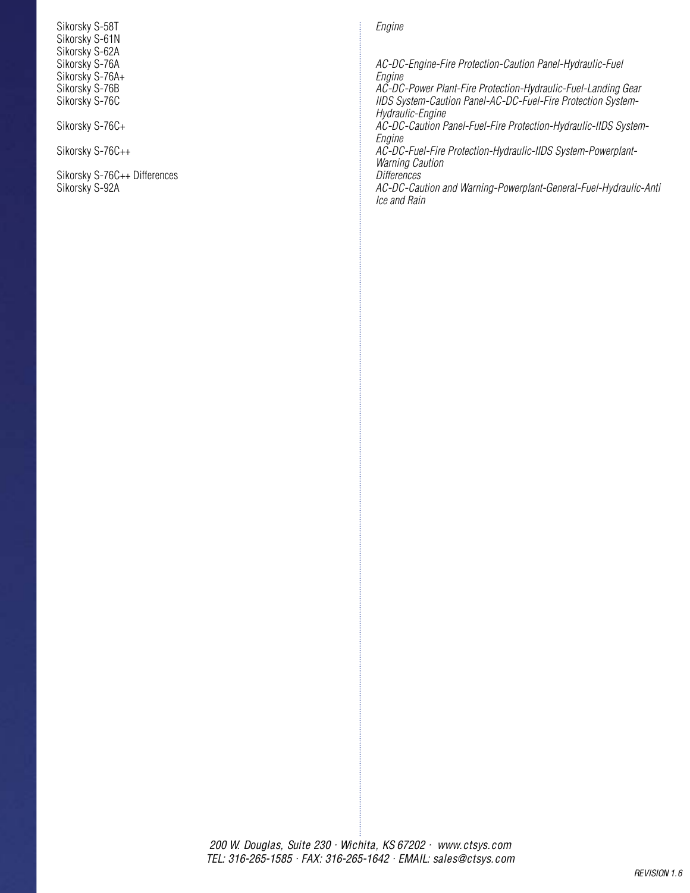| | |
|---|---|
| Sikorsky S-58T | *Engine* |
| Sikorsky S-61N | |
| Sikorsky S-62A | |
| Sikorsky S-76A | *AC-DC-Engine-Fire Protection-Caution Panel-Hydraulic-Fuel* |
| Sikorsky S-76A+ | *Engine* |
| Sikorsky S-76B | *AC-DC-Power Plant-Fire Protection-Hydraulic-Fuel-Landing Gear* |
| Sikorsky S-76C | *IIDS System-Caution Panel-AC-DC-Fuel-Fire Protection System-Hydraulic-Engine* |
| Sikorsky S-76C+ | *AC-DC-Caution Panel-Fuel-Fire Protection-Hydraulic-IIDS System-Engine* |
| Sikorsky S-76C++ | *AC-DC-Fuel-Fire Protection-Hydraulic-IIDS System-Powerplant-Warning Caution* |
| Sikorsky S-76C++ Differences | *Differences* |
| Sikorsky S-92A | *AC-DC-Caution and Warning-Powerplant-General-Fuel-Hydraulic-Anti Ice and Rain* |